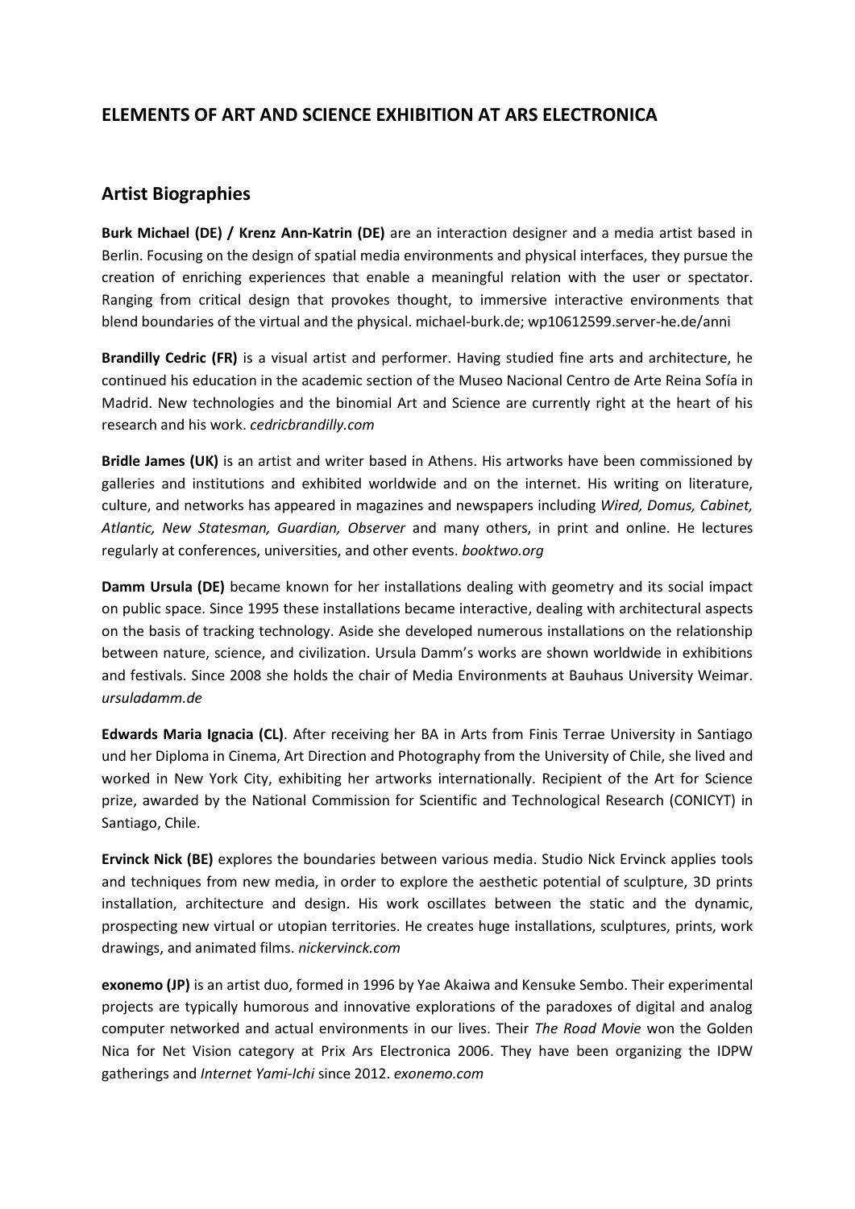## ELEMENTS OF ART AND SCIENCE EXHIBITION AT ARS ELECTRONICA

### Artist Biographies

**Burk Michael (DE) / Krenz Ann-Katrin (DE)** are an interaction designer and a media artist based in Berlin. Focusing on the design of spatial media environments and physical interfaces, they pursue the creation of enriching experiences that enable a meaningful relation with the user or spectator. Ranging from critical design that provokes thought, to immersive interactive environments that blend boundaries of the virtual and the physical. michael-burk.de; wp10612599.server-he.de/anni

**Brandilly Cedric (FR)** is a visual artist and performer. Having studied fine arts and architecture, he continued his education in the academic section of the Museo Nacional Centro de Arte Reina Sofía in Madrid. New technologies and the binomial Art and Science are currently right at the heart of his research and his work. *cedricbrandilly.com*

**Bridle James (UK)** is an artist and writer based in Athens. His artworks have been commissioned by galleries and institutions and exhibited worldwide and on the internet. His writing on literature, culture, and networks has appeared in magazines and newspapers including *Wired, Domus, Cabinet, Atlantic, New Statesman, Guardian, Observer* and many others, in print and online. He lectures regularly at conferences, universities, and other events. *booktwo.org*

**Damm Ursula (DE)** became known for her installations dealing with geometry and its social impact on public space. Since 1995 these installations became interactive, dealing with architectural aspects on the basis of tracking technology. Aside she developed numerous installations on the relationship between nature, science, and civilization. Ursula Damm's works are shown worldwide in exhibitions and festivals. Since 2008 she holds the chair of Media Environments at Bauhaus University Weimar. *ursuladamm.de*

**Edwards Maria Ignacia (CL)**. After receiving her BA in Arts from Finis Terrae University in Santiago und her Diploma in Cinema, Art Direction and Photography from the University of Chile, she lived and worked in New York City, exhibiting her artworks internationally. Recipient of the Art for Science prize, awarded by the National Commission for Scientific and Technological Research (CONICYT) in Santiago, Chile.

**Ervinck Nick (BE)** explores the boundaries between various media. Studio Nick Ervinck applies tools and techniques from new media, in order to explore the aesthetic potential of sculpture, 3D prints installation, architecture and design. His work oscillates between the static and the dynamic, prospecting new virtual or utopian territories. He creates huge installations, sculptures, prints, work drawings, and animated films. *nickervinck.com*

**exonemo (JP)** is an artist duo, formed in 1996 by Yae Akaiwa and Kensuke Sembo. Their experimental projects are typically humorous and innovative explorations of the paradoxes of digital and analog computer networked and actual environments in our lives. Their *The Road Movie* won the Golden Nica for Net Vision category at Prix Ars Electronica 2006. They have been organizing the IDPW gatherings and *Internet Yami-Ichi* since 2012. *exonemo.com*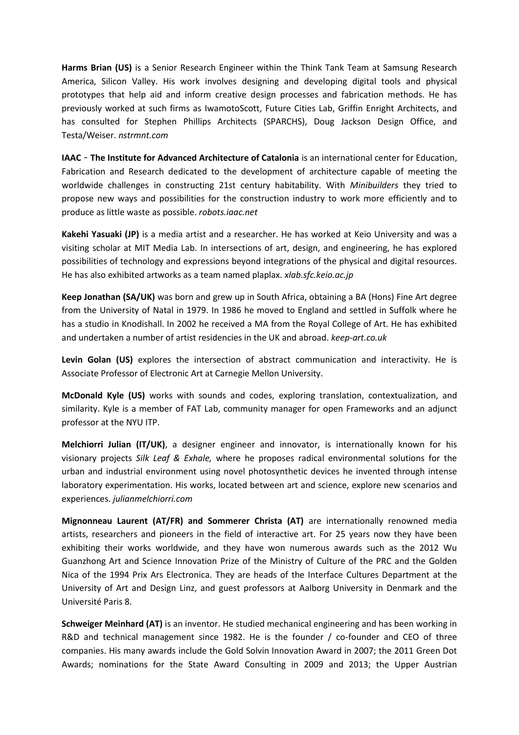**Harms Brian (US)** is a Senior Research Engineer within the Think Tank Team at Samsung Research America, Silicon Valley. His work involves designing and developing digital tools and physical prototypes that help aid and inform creative design processes and fabrication methods. He has previously worked at such firms as IwamotoScott, Future Cities Lab, Griffin Enright Architects, and has consulted for Stephen Phillips Architects (SPARCHS), Doug Jackson Design Office, and Testa/Weiser. *nstrmnt.com*

**IAAC – The Institute for Advanced Architecture of Catalonia** is an international center for Education, Fabrication and Research dedicated to the development of architecture capable of meeting the worldwide challenges in constructing 21st century habitability. With *Minibuilders* they tried to propose new ways and possibilities for the construction industry to work more efficiently and to produce as little waste as possible. *robots.iaac.net*

**Kakehi Yasuaki (JP)** is a media artist and a researcher. He has worked at Keio University and was a visiting scholar at MIT Media Lab. In intersections of art, design, and engineering, he has explored possibilities of technology and expressions beyond integrations of the physical and digital resources. He has also exhibited artworks as a team named plaplax. *xlab.sfc.keio.ac.jp*

**Keep Jonathan (SA/UK)** was born and grew up in South Africa, obtaining a BA (Hons) Fine Art degree from the University of Natal in 1979. In 1986 he moved to England and settled in Suffolk where he has a studio in Knodishall. In 2002 he received a MA from the Royal College of Art. He has exhibited and undertaken a number of artist residencies in the UK and abroad. *keep-art.co.uk*

**Levin Golan (US)** explores the intersection of abstract communication and interactivity. He is Associate Professor of Electronic Art at Carnegie Mellon University.

**McDonald Kyle (US)** works with sounds and codes, exploring translation, contextualization, and similarity. Kyle is a member of FAT Lab, community manager for open Frameworks and an adjunct professor at the NYU ITP.

**Melchiorri Julian (IT/UK)**, a designer engineer and innovator, is internationally known for his visionary projects *Silk Leaf & Exhale,* where he proposes radical environmental solutions for the urban and industrial environment using novel photosynthetic devices he invented through intense laboratory experimentation. His works, located between art and science, explore new scenarios and experiences. *julianmelchiorri.com*

**Mignonneau Laurent (AT/FR) and Sommerer Christa (AT)** are internationally renowned media artists, researchers and pioneers in the field of interactive art. For 25 years now they have been exhibiting their works worldwide, and they have won numerous awards such as the 2012 Wu Guanzhong Art and Science Innovation Prize of the Ministry of Culture of the PRC and the Golden Nica of the 1994 Prix Ars Electronica. They are heads of the Interface Cultures Department at the University of Art and Design Linz, and guest professors at Aalborg University in Denmark and the Université Paris 8.

**Schweiger Meinhard (AT)** is an inventor. He studied mechanical engineering and has been working in R&D and technical management since 1982. He is the founder / co-founder and CEO of three companies. His many awards include the Gold Solvin Innovation Award in 2007; the 2011 Green Dot Awards; nominations for the State Award Consulting in 2009 and 2013; the Upper Austrian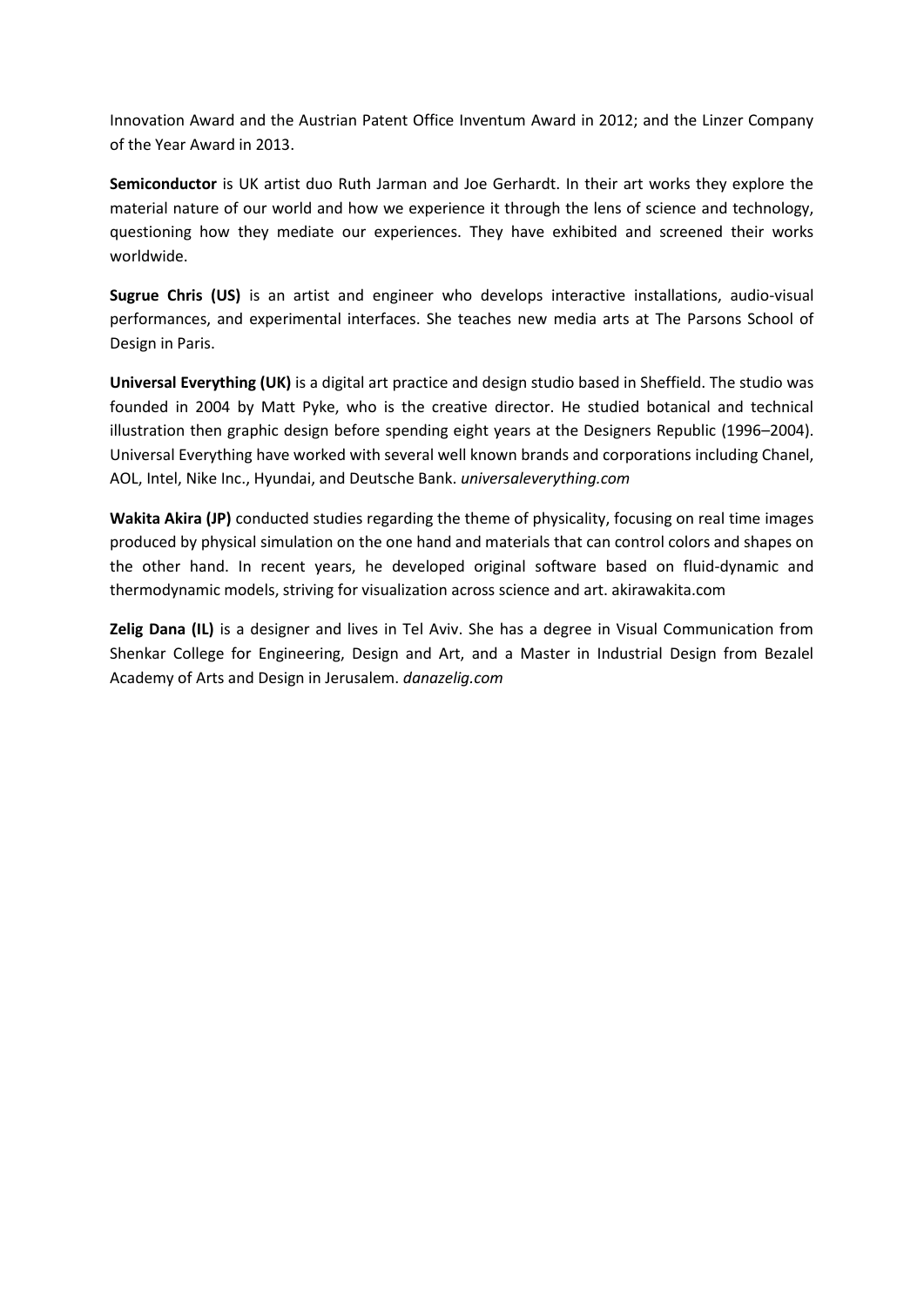Innovation Award and the Austrian Patent Office Inventum Award in 2012; and the Linzer Company of the Year Award in 2013.

**Semiconductor** is UK artist duo Ruth Jarman and Joe Gerhardt. In their art works they explore the material nature of our world and how we experience it through the lens of science and technology, questioning how they mediate our experiences. They have exhibited and screened their works worldwide.

**Sugrue Chris (US)** is an artist and engineer who develops interactive installations, audio-visual performances, and experimental interfaces. She teaches new media arts at The Parsons School of Design in Paris.

**Universal Everything (UK)** is a digital art practice and design studio based in Sheffield. The studio was founded in 2004 by Matt Pyke, who is the creative director. He studied botanical and technical illustration then graphic design before spending eight years at the Designers Republic (1996–2004). Universal Everything have worked with several well known brands and corporations including Chanel, AOL, Intel, Nike Inc., Hyundai, and Deutsche Bank. *universaleverything.com*

**Wakita Akira (JP)** conducted studies regarding the theme of physicality, focusing on real time images produced by physical simulation on the one hand and materials that can control colors and shapes on the other hand. In recent years, he developed original software based on fluid-dynamic and thermodynamic models, striving for visualization across science and art. akirawakita.com

**Zelig Dana (IL)** is a designer and lives in Tel Aviv. She has a degree in Visual Communication from Shenkar College for Engineering, Design and Art, and a Master in Industrial Design from Bezalel Academy of Arts and Design in Jerusalem. *danazelig.com*